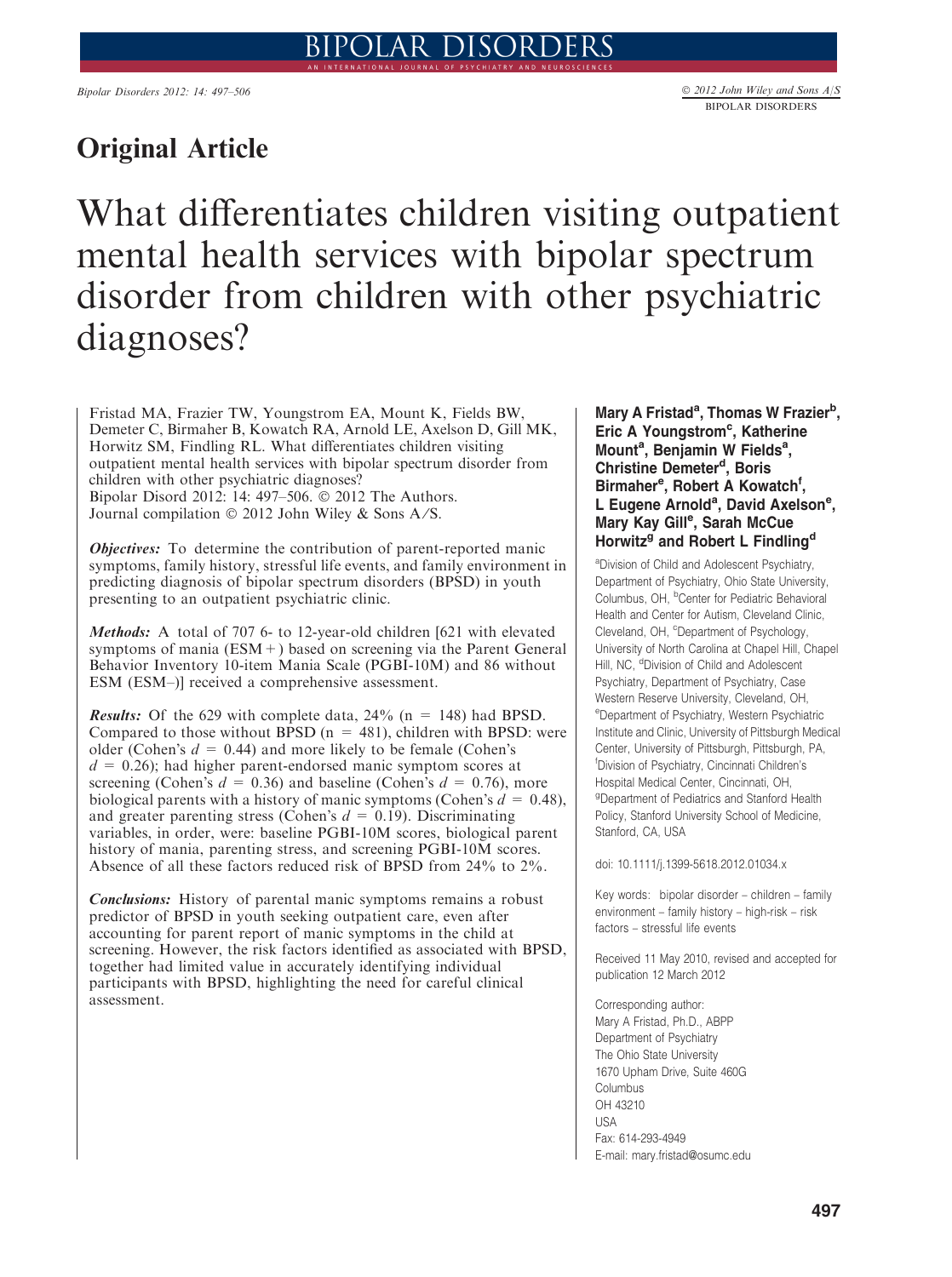## Original Article

# What differentiates children visiting outpatient mental health services with bipolar spectrum disorder from children with other psychiatric diagnoses?

**Mary A Fristad[a], Thomas W Frazier[b], Eric A Youngstrom[c], Katherine Mount[a], Benjamin W Fields[a], Christine Demeter[d], Boris Birmaher[e], Robert A Kowatch[f], L Eugene Arnold[a], David Axelson[e], Mary Kay Gill[e], Sarah McCue Horwitz[g] and Robert L Findling[d]**

[a]Division of Child and Adolescent Psychiatry, Department of Psychiatry, Ohio State University, Columbus, OH, [b]Center for Pediatric Behavioral Health and Center for Autism, Cleveland Clinic, Cleveland, OH, [c]Department of Psychology, University of North Carolina at Chapel Hill, Chapel Hill, NC, [d]Division of Child and Adolescent Psychiatry, Department of Psychiatry, Case Western Reserve University, Cleveland, OH, [e]Department of Psychiatry, Western Psychiatric Institute and Clinic, University of Pittsburgh Medical Center, University of Pittsburgh, Pittsburgh, PA, [f]Division of Psychiatry, Cincinnati Children's Hospital Medical Center, Cincinnati, OH, [g]Department of Pediatrics and Stanford Health Policy, Stanford University School of Medicine, Stanford, CA, USA

doi: 10.1111/j.1399-5618.2012.01034.x

Key words: bipolar disorder – children – family environment – family history – high-risk – risk factors – stressful life events

Received 11 May 2010, revised and accepted for publication 12 March 2012

Corresponding author:
Mary A Fristad, Ph.D., ABPP
Department of Psychiatry
The Ohio State University
1670 Upham Drive, Suite 460G
Columbus
OH 43210
USA
Fax: 614-293-4949
E-mail: mary.fristad@osumc.edu

Fristad MA, Frazier TW, Youngstrom EA, Mount K, Fields BW, Demeter C, Birmaher B, Kowatch RA, Arnold LE, Axelson D, Gill MK, Horwitz SM, Findling RL. What differentiates children visiting outpatient mental health services with bipolar spectrum disorder from children with other psychiatric diagnoses?
Bipolar Disord 2012: 14: 497–506. © 2012 The Authors.
Journal compilation © 2012 John Wiley & Sons A/S.

***Objectives:*** To determine the contribution of parent-reported manic symptoms, family history, stressful life events, and family environment in predicting diagnosis of bipolar spectrum disorders (BPSD) in youth presenting to an outpatient psychiatric clinic.

***Methods:*** A total of 707 6- to 12-year-old children [621 with elevated symptoms of mania (ESM+) based on screening via the Parent General Behavior Inventory 10-item Mania Scale (PGBI-10M) and 86 without ESM (ESM–)] received a comprehensive assessment.

***Results:*** Of the 629 with complete data, 24% (n = 148) had BPSD. Compared to those without BPSD (n = 481), children with BPSD: were older (Cohen's $d = 0.44$) and more likely to be female (Cohen's $d = 0.26$); had higher parent-endorsed manic symptom scores at screening (Cohen's $d = 0.36$) and baseline (Cohen's $d = 0.76$), more biological parents with a history of manic symptoms (Cohen's $d = 0.48$), and greater parenting stress (Cohen's $d = 0.19$). Discriminating variables, in order, were: baseline PGBI-10M scores, biological parent history of mania, parenting stress, and screening PGBI-10M scores. Absence of all these factors reduced risk of BPSD from 24% to 2%.

***Conclusions:*** History of parental manic symptoms remains a robust predictor of BPSD in youth seeking outpatient care, even after accounting for parent report of manic symptoms in the child at screening. However, the risk factors identified as associated with BPSD, together had limited value in accurately identifying individual participants with BPSD, highlighting the need for careful clinical assessment.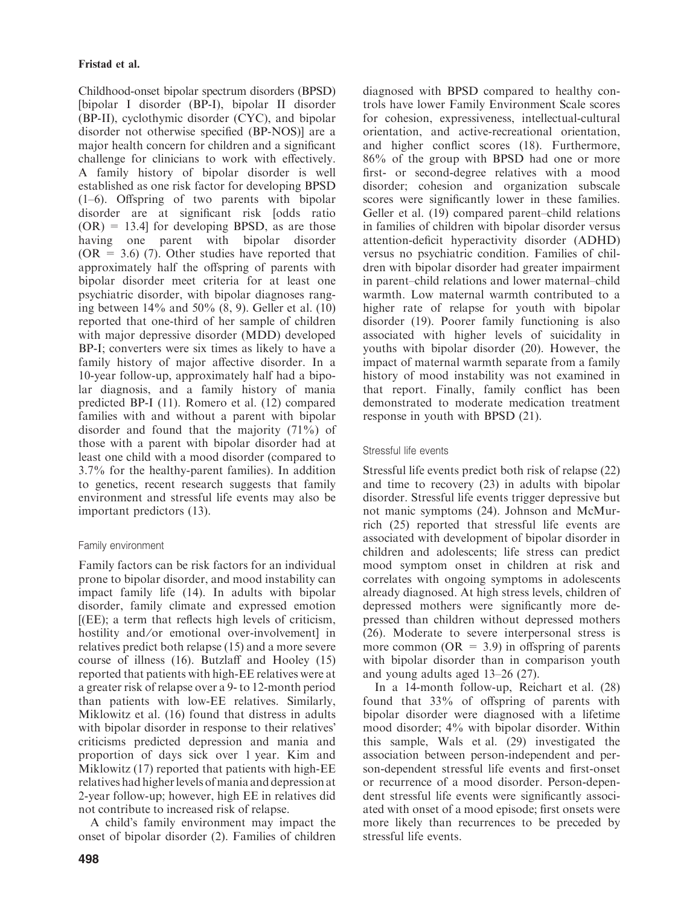Childhood-onset bipolar spectrum disorders (BPSD) [bipolar I disorder (BP-I), bipolar II disorder (BP-II), cyclothymic disorder (CYC), and bipolar disorder not otherwise specified (BP-NOS)] are a major health concern for children and a significant challenge for clinicians to work with effectively. A family history of bipolar disorder is well established as one risk factor for developing BPSD (1–6). Offspring of two parents with bipolar disorder are at significant risk [odds ratio (OR) = 13.4] for developing BPSD, as are those having one parent with bipolar disorder (OR = 3.6) (7). Other studies have reported that approximately half the offspring of parents with bipolar disorder meet criteria for at least one psychiatric disorder, with bipolar diagnoses ranging between 14% and 50% (8, 9). Geller et al. (10) reported that one-third of her sample of children with major depressive disorder (MDD) developed BP-I; converters were six times as likely to have a family history of major affective disorder. In a 10-year follow-up, approximately half had a bipolar diagnosis, and a family history of mania predicted BP-I (11). Romero et al. (12) compared families with and without a parent with bipolar disorder and found that the majority (71%) of those with a parent with bipolar disorder had at least one child with a mood disorder (compared to 3.7% for the healthy-parent families). In addition to genetics, recent research suggests that family environment and stressful life events may also be important predictors (13).

### Family environment

Family factors can be risk factors for an individual prone to bipolar disorder, and mood instability can impact family life (14). In adults with bipolar disorder, family climate and expressed emotion [(EE); a term that reflects high levels of criticism, hostility and/or emotional over-involvement] in relatives predict both relapse (15) and a more severe course of illness (16). Butzlaff and Hooley (15) reported that patients with high-EE relatives were at a greater risk of relapse over a 9- to 12-month period than patients with low-EE relatives. Similarly, Miklowitz et al. (16) found that distress in adults with bipolar disorder in response to their relatives' criticisms predicted depression and mania and proportion of days sick over 1 year. Kim and Miklowitz (17) reported that patients with high-EE relatives had higher levels of mania and depression at 2-year follow-up; however, high EE in relatives did not contribute to increased risk of relapse.

A child's family environment may impact the onset of bipolar disorder (2). Families of children diagnosed with BPSD compared to healthy controls have lower Family Environment Scale scores for cohesion, expressiveness, intellectual-cultural orientation, and active-recreational orientation, and higher conflict scores (18). Furthermore, 86% of the group with BPSD had one or more first- or second-degree relatives with a mood disorder; cohesion and organization subscale scores were significantly lower in these families. Geller et al. (19) compared parent–child relations in families of children with bipolar disorder versus attention-deficit hyperactivity disorder (ADHD) versus no psychiatric condition. Families of children with bipolar disorder had greater impairment in parent–child relations and lower maternal–child warmth. Low maternal warmth contributed to a higher rate of relapse for youth with bipolar disorder (19). Poorer family functioning is also associated with higher levels of suicidality in youths with bipolar disorder (20). However, the impact of maternal warmth separate from a family history of mood instability was not examined in that report. Finally, family conflict has been demonstrated to moderate medication treatment response in youth with BPSD (21).

### Stressful life events

Stressful life events predict both risk of relapse (22) and time to recovery (23) in adults with bipolar disorder. Stressful life events trigger depressive but not manic symptoms (24). Johnson and McMurrich (25) reported that stressful life events are associated with development of bipolar disorder in children and adolescents; life stress can predict mood symptom onset in children at risk and correlates with ongoing symptoms in adolescents already diagnosed. At high stress levels, children of depressed mothers were significantly more depressed than children without depressed mothers (26). Moderate to severe interpersonal stress is more common (OR = 3.9) in offspring of parents with bipolar disorder than in comparison youth and young adults aged 13–26 (27).

In a 14-month follow-up, Reichart et al. (28) found that 33% of offspring of parents with bipolar disorder were diagnosed with a lifetime mood disorder; 4% with bipolar disorder. Within this sample, Wals et al. (29) investigated the association between person-independent and person-dependent stressful life events and first-onset or recurrence of a mood disorder. Person-dependent stressful life events were significantly associated with onset of a mood episode; first onsets were more likely than recurrences to be preceded by stressful life events.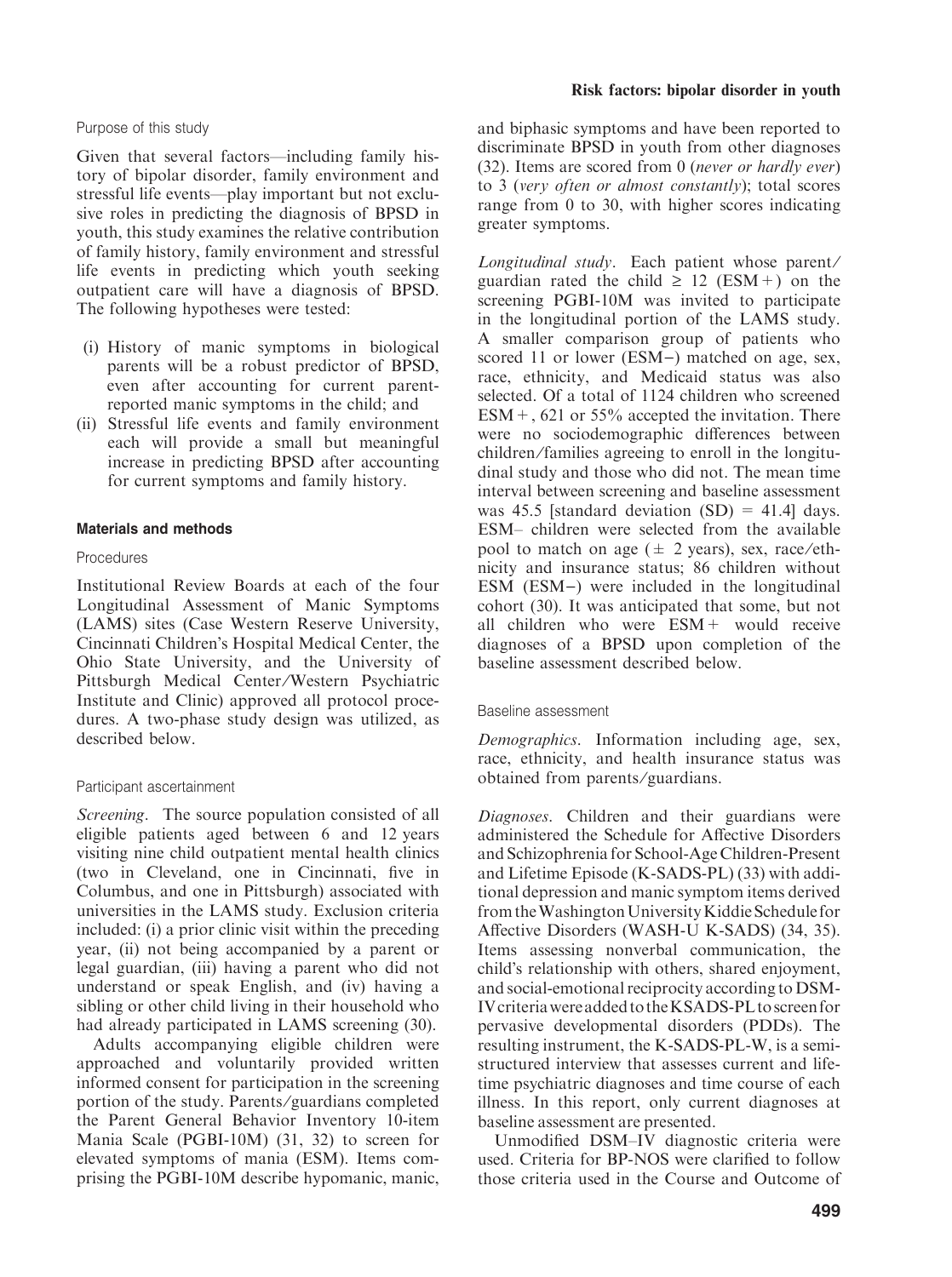### Purpose of this study

Given that several factors—including family history of bipolar disorder, family environment and stressful life events—play important but not exclusive roles in predicting the diagnosis of BPSD in youth, this study examines the relative contribution of family history, family environment and stressful life events in predicting which youth seeking outpatient care will have a diagnosis of BPSD. The following hypotheses were tested:

- (i) History of manic symptoms in biological parents will be a robust predictor of BPSD, even after accounting for current parent-reported manic symptoms in the child; and
- (ii) Stressful life events and family environment each will provide a small but meaningful increase in predicting BPSD after accounting for current symptoms and family history.

## Materials and methods

### Procedures

Institutional Review Boards at each of the four Longitudinal Assessment of Manic Symptoms (LAMS) sites (Case Western Reserve University, Cincinnati Children's Hospital Medical Center, the Ohio State University, and the University of Pittsburgh Medical Center/Western Psychiatric Institute and Clinic) approved all protocol procedures. A two-phase study design was utilized, as described below.

### Participant ascertainment

*Screening*. The source population consisted of all eligible patients aged between 6 and 12 years visiting nine child outpatient mental health clinics (two in Cleveland, one in Cincinnati, five in Columbus, and one in Pittsburgh) associated with universities in the LAMS study. Exclusion criteria included: (i) a prior clinic visit within the preceding year, (ii) not being accompanied by a parent or legal guardian, (iii) having a parent who did not understand or speak English, and (iv) having a sibling or other child living in their household who had already participated in LAMS screening (30).

Adults accompanying eligible children were approached and voluntarily provided written informed consent for participation in the screening portion of the study. Parents/guardians completed the Parent General Behavior Inventory 10-item Mania Scale (PGBI-10M) (31, 32) to screen for elevated symptoms of mania (ESM). Items comprising the PGBI-10M describe hypomanic, manic, and biphasic symptoms and have been reported to discriminate BPSD in youth from other diagnoses (32). Items are scored from 0 (*never or hardly ever*) to 3 (*very often or almost constantly*); total scores range from 0 to 30, with higher scores indicating greater symptoms.

*Longitudinal study*. Each patient whose parent/guardian rated the child $\geq 12$ (ESM+) on the screening PGBI-10M was invited to participate in the longitudinal portion of the LAMS study. A smaller comparison group of patients who scored 11 or lower (ESM−) matched on age, sex, race, ethnicity, and Medicaid status was also selected. Of a total of 1124 children who screened ESM+, 621 or 55% accepted the invitation. There were no sociodemographic differences between children/families agreeing to enroll in the longitudinal study and those who did not. The mean time interval between screening and baseline assessment was 45.5 [standard deviation (SD) = 41.4] days. ESM– children were selected from the available pool to match on age ($\pm$ 2 years), sex, race/ethnicity and insurance status; 86 children without ESM (ESM−) were included in the longitudinal cohort (30). It was anticipated that some, but not all children who were ESM+ would receive diagnoses of a BPSD upon completion of the baseline assessment described below.

### Baseline assessment

*Demographics*. Information including age, sex, race, ethnicity, and health insurance status was obtained from parents/guardians.

*Diagnoses*. Children and their guardians were administered the Schedule for Affective Disorders and Schizophrenia for School-Age Children-Present and Lifetime Episode (K-SADS-PL) (33) with additional depression and manic symptom items derived from the Washington University Kiddie Schedule for Affective Disorders (WASH-U K-SADS) (34, 35). Items assessing nonverbal communication, the child's relationship with others, shared enjoyment, and social-emotional reciprocity according to DSM-IV criteria were added to the KSADS-PL to screen for pervasive developmental disorders (PDDs). The resulting instrument, the K-SADS-PL-W, is a semi-structured interview that assesses current and lifetime psychiatric diagnoses and time course of each illness. In this report, only current diagnoses at baseline assessment are presented.

Unmodified DSM–IV diagnostic criteria were used. Criteria for BP-NOS were clarified to follow those criteria used in the Course and Outcome of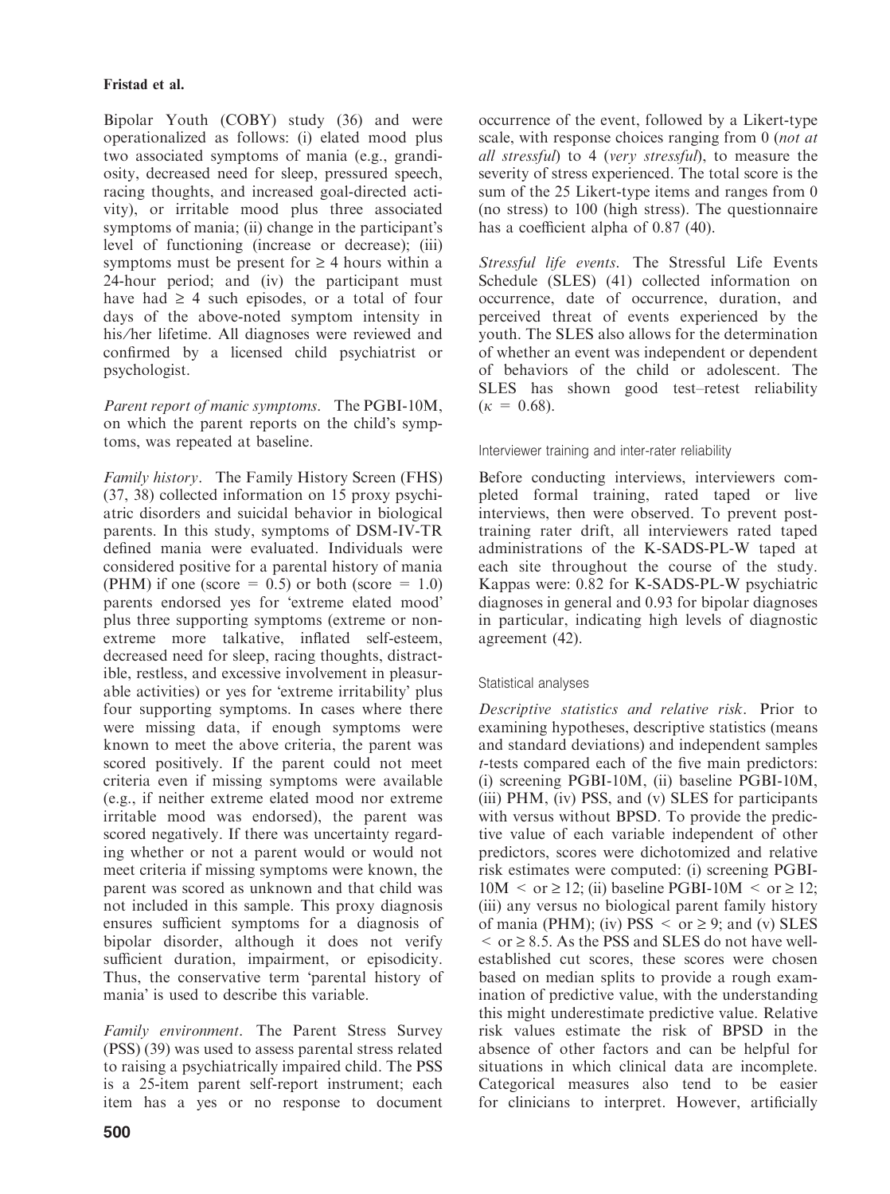Bipolar Youth (COBY) study (36) and were operationalized as follows: (i) elated mood plus two associated symptoms of mania (e.g., grandiosity, decreased need for sleep, pressured speech, racing thoughts, and increased goal-directed activity), or irritable mood plus three associated symptoms of mania; (ii) change in the participant's level of functioning (increase or decrease); (iii) symptoms must be present for $\geq 4$ hours within a 24-hour period; and (iv) the participant must have had $\geq 4$ such episodes, or a total of four days of the above-noted symptom intensity in his/her lifetime. All diagnoses were reviewed and confirmed by a licensed child psychiatrist or psychologist.

*Parent report of manic symptoms.* The PGBI-10M, on which the parent reports on the child's symptoms, was repeated at baseline.

*Family history.* The Family History Screen (FHS) (37, 38) collected information on 15 proxy psychiatric disorders and suicidal behavior in biological parents. In this study, symptoms of DSM-IV-TR defined mania were evaluated. Individuals were considered positive for a parental history of mania (PHM) if one (score = 0.5) or both (score = 1.0) parents endorsed yes for 'extreme elated mood' plus three supporting symptoms (extreme or non-extreme more talkative, inflated self-esteem, decreased need for sleep, racing thoughts, distractible, restless, and excessive involvement in pleasurable activities) or yes for 'extreme irritability' plus four supporting symptoms. In cases where there were missing data, if enough symptoms were known to meet the above criteria, the parent was scored positively. If the parent could not meet criteria even if missing symptoms were available (e.g., if neither extreme elated mood nor extreme irritable mood was endorsed), the parent was scored negatively. If there was uncertainty regarding whether or not a parent would or would not meet criteria if missing symptoms were known, the parent was scored as unknown and that child was not included in this sample. This proxy diagnosis ensures sufficient symptoms for a diagnosis of bipolar disorder, although it does not verify sufficient duration, impairment, or episodicity. Thus, the conservative term 'parental history of mania' is used to describe this variable.

*Family environment.* The Parent Stress Survey (PSS) (39) was used to assess parental stress related to raising a psychiatrically impaired child. The PSS is a 25-item parent self-report instrument; each item has a yes or no response to document occurrence of the event, followed by a Likert-type scale, with response choices ranging from 0 (*not at all stressful*) to 4 (*very stressful*), to measure the severity of stress experienced. The total score is the sum of the 25 Likert-type items and ranges from 0 (no stress) to 100 (high stress). The questionnaire has a coefficient alpha of 0.87 (40).

*Stressful life events.* The Stressful Life Events Schedule (SLES) (41) collected information on occurrence, date of occurrence, duration, and perceived threat of events experienced by the youth. The SLES also allows for the determination of whether an event was independent or dependent of behaviors of the child or adolescent. The SLES has shown good test–retest reliability ($\kappa = 0.68$).

### Interviewer training and inter-rater reliability

Before conducting interviews, interviewers completed formal training, rated taped or live interviews, then were observed. To prevent post-training rater drift, all interviewers rated taped administrations of the K-SADS-PL-W taped at each site throughout the course of the study. Kappas were: 0.82 for K-SADS-PL-W psychiatric diagnoses in general and 0.93 for bipolar diagnoses in particular, indicating high levels of diagnostic agreement (42).

### Statistical analyses

*Descriptive statistics and relative risk.* Prior to examining hypotheses, descriptive statistics (means and standard deviations) and independent samples *t*-tests compared each of the five main predictors: (i) screening PGBI-10M, (ii) baseline PGBI-10M, (iii) PHM, (iv) PSS, and (v) SLES for participants with versus without BPSD. To provide the predictive value of each variable independent of other predictors, scores were dichotomized and relative risk estimates were computed: (i) screening PGBI-10M $<$ or $\geq 12$; (ii) baseline PGBI-10M $<$ or $\geq 12$; (iii) any versus no biological parent family history of mania (PHM); (iv) PSS $<$ or $\geq 9$; and (v) SLES $<$ or $\geq 8.5$. As the PSS and SLES do not have well-established cut scores, these scores were chosen based on median splits to provide a rough examination of predictive value, with the understanding this might underestimate predictive value. Relative risk values estimate the risk of BPSD in the absence of other factors and can be helpful for situations in which clinical data are incomplete. Categorical measures also tend to be easier for clinicians to interpret. However, artificially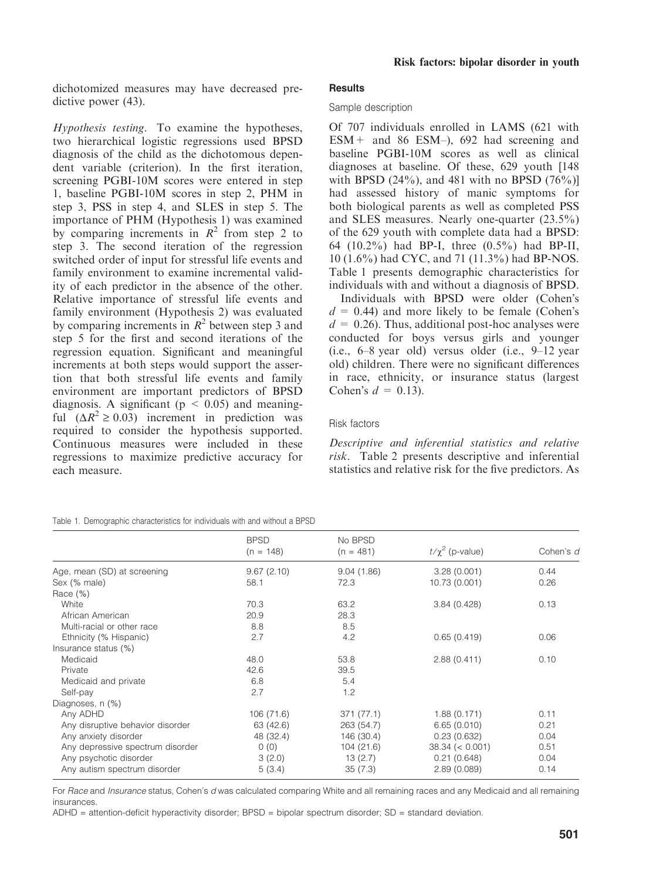dichotomized measures may have decreased predictive power (43).

*Hypothesis testing.* To examine the hypotheses, two hierarchical logistic regressions used BPSD diagnosis of the child as the dichotomous dependent variable (criterion). In the first iteration, screening PGBI-10M scores were entered in step 1, baseline PGBI-10M scores in step 2, PHM in step 3, PSS in step 4, and SLES in step 5. The importance of PHM (Hypothesis 1) was examined by comparing increments in $R^2$ from step 2 to step 3. The second iteration of the regression switched order of input for stressful life events and family environment to examine incremental validity of each predictor in the absence of the other. Relative importance of stressful life events and family environment (Hypothesis 2) was evaluated by comparing increments in $R^2$ between step 3 and step 5 for the first and second iterations of the regression equation. Significant and meaningful increments at both steps would support the assertion that both stressful life events and family environment are important predictors of BPSD diagnosis. A significant ($p < 0.05$) and meaningful ($\Delta R^2 \geq 0.03$) increment in prediction was required to consider the hypothesis supported. Continuous measures were included in these regressions to maximize predictive accuracy for each measure.

## Results

### Sample description

Of 707 individuals enrolled in LAMS (621 with ESM+ and 86 ESM–), 692 had screening and baseline PGBI-10M scores as well as clinical diagnoses at baseline. Of these, 629 youth [148 with BPSD (24%), and 481 with no BPSD (76%)] had assessed history of manic symptoms for both biological parents as well as completed PSS and SLES measures. Nearly one-quarter (23.5%) of the 629 youth with complete data had a BPSD: 64 (10.2%) had BP-I, three (0.5%) had BP-II, 10 (1.6%) had CYC, and 71 (11.3%) had BP-NOS. Table 1 presents demographic characteristics for individuals with and without a diagnosis of BPSD.

Individuals with BPSD were older (Cohen's $d = 0.44$) and more likely to be female (Cohen's $d = 0.26$). Thus, additional post-hoc analyses were conducted for boys versus girls and younger (i.e., 6–8 year old) versus older (i.e., 9–12 year old) children. There were no significant differences in race, ethnicity, or insurance status (largest Cohen's $d = 0.13$).

### Risk factors

*Descriptive and inferential statistics and relative risk.* Table 2 presents descriptive and inferential statistics and relative risk for the five predictors. As

Table 1. Demographic characteristics for individuals with and without a BPSD

| | BPSD (n = 148) | No BPSD (n = 481) | $t/\chi^2$ (p-value) | Cohen's *d* |
|---|---|---|---|---|
| Age, mean (SD) at screening | 9.67 (2.10) | 9.04 (1.86) | 3.28 (0.001) | 0.44 |
| Sex (% male) | 58.1 | 72.3 | 10.73 (0.001) | 0.26 |
| Race (%) | | | | |
| White | 70.3 | 63.2 | 3.84 (0.428) | 0.13 |
| African American | 20.9 | 28.3 | | |
| Multi-racial or other race | 8.8 | 8.5 | | |
| Ethnicity (% Hispanic) | 2.7 | 4.2 | 0.65 (0.419) | 0.06 |
| Insurance status (%) | | | | |
| Medicaid | 48.0 | 53.8 | 2.88 (0.411) | 0.10 |
| Private | 42.6 | 39.5 | | |
| Medicaid and private | 6.8 | 5.4 | | |
| Self-pay | 2.7 | 1.2 | | |
| Diagnoses, n (%) | | | | |
| Any ADHD | 106 (71.6) | 371 (77.1) | 1.88 (0.171) | 0.11 |
| Any disruptive behavior disorder | 63 (42.6) | 263 (54.7) | 6.65 (0.010) | 0.21 |
| Any anxiety disorder | 48 (32.4) | 146 (30.4) | 0.23 (0.632) | 0.04 |
| Any depressive spectrum disorder | 0 (0) | 104 (21.6) | 38.34 (< 0.001) | 0.51 |
| Any psychotic disorder | 3 (2.0) | 13 (2.7) | 0.21 (0.648) | 0.04 |
| Any autism spectrum disorder | 5 (3.4) | 35 (7.3) | 2.89 (0.089) | 0.14 |

For *Race* and *Insurance* status, Cohen's *d* was calculated comparing White and all remaining races and any Medicaid and all remaining insurances.

ADHD = attention-deficit hyperactivity disorder; BPSD = bipolar spectrum disorder; SD = standard deviation.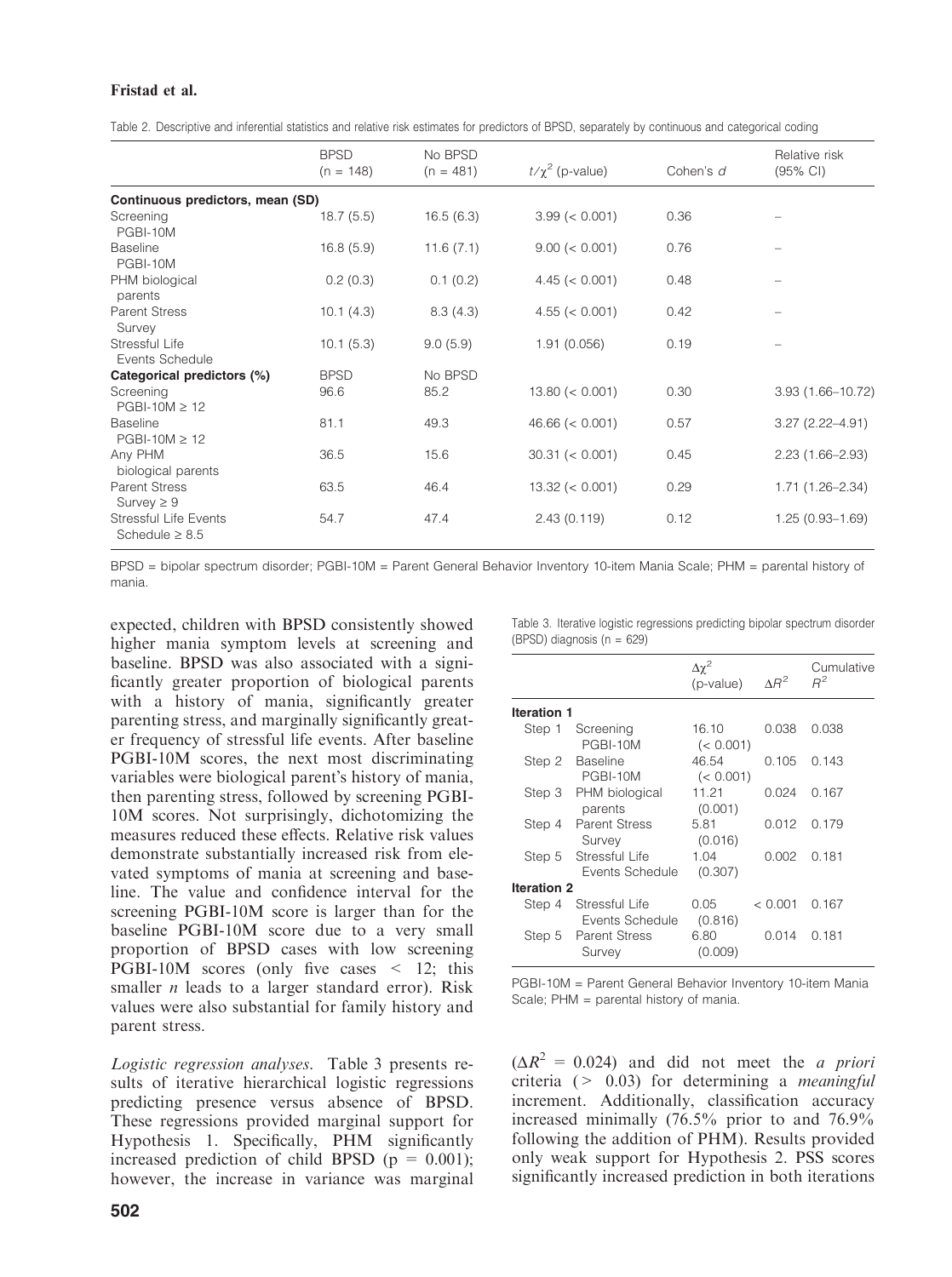Table 2. Descriptive and inferential statistics and relative risk estimates for predictors of BPSD, separately by continuous and categorical coding

| | BPSD (n = 148) | No BPSD (n = 481) | $t/\chi^2$ (p-value) | Cohen's *d* | Relative risk (95% CI) |
|---|---|---|---|---|---|
| **Continuous predictors, mean (SD)** | | | | | |
| Screening PGBI-10M | 18.7 (5.5) | 16.5 (6.3) | 3.99 (< 0.001) | 0.36 | – |
| Baseline PGBI-10M | 16.8 (5.9) | 11.6 (7.1) | 9.00 (< 0.001) | 0.76 | – |
| PHM biological parents | 0.2 (0.3) | 0.1 (0.2) | 4.45 (< 0.001) | 0.48 | – |
| Parent Stress Survey | 10.1 (4.3) | 8.3 (4.3) | 4.55 (< 0.001) | 0.42 | – |
| Stressful Life Events Schedule | 10.1 (5.3) | 9.0 (5.9) | 1.91 (0.056) | 0.19 | – |
| **Categorical predictors (%)** | BPSD | No BPSD | | | |
| Screening PGBI-10M ≥ 12 | 96.6 | 85.2 | 13.80 (< 0.001) | 0.30 | 3.93 (1.66–10.72) |
| Baseline PGBI-10M ≥ 12 | 81.1 | 49.3 | 46.66 (< 0.001) | 0.57 | 3.27 (2.22–4.91) |
| Any PHM biological parents | 36.5 | 15.6 | 30.31 (< 0.001) | 0.45 | 2.23 (1.66–2.93) |
| Parent Stress Survey ≥ 9 | 63.5 | 46.4 | 13.32 (< 0.001) | 0.29 | 1.71 (1.26–2.34) |
| Stressful Life Events Schedule ≥ 8.5 | 54.7 | 47.4 | 2.43 (0.119) | 0.12 | 1.25 (0.93–1.69) |

BPSD = bipolar spectrum disorder; PGBI-10M = Parent General Behavior Inventory 10-item Mania Scale; PHM = parental history of mania.

expected, children with BPSD consistently showed higher mania symptom levels at screening and baseline. BPSD was also associated with a significantly greater proportion of biological parents with a history of mania, significantly greater parenting stress, and marginally significantly greater frequency of stressful life events. After baseline PGBI-10M scores, the next most discriminating variables were biological parent's history of mania, then parenting stress, followed by screening PGBI-10M scores. Not surprisingly, dichotomizing the measures reduced these effects. Relative risk values demonstrate substantially increased risk from elevated symptoms of mania at screening and baseline. The value and confidence interval for the screening PGBI-10M score is larger than for the baseline PGBI-10M score due to a very small proportion of BPSD cases with low screening PGBI-10M scores (only five cases < 12; this smaller *n* leads to a larger standard error). Risk values were also substantial for family history and parent stress.

Table 3. Iterative logistic regressions predicting bipolar spectrum disorder (BPSD) diagnosis (n = 629)

| | | $\Delta\chi^2$ (p-value) | $\Delta R^2$ | Cumulative $R^2$ |
|---|---|---|---|---|
| **Iteration 1** | | | | |
| Step 1 | Screening PGBI-10M | 16.10 (< 0.001) | 0.038 | 0.038 |
| Step 2 | Baseline PGBI-10M | 46.54 (< 0.001) | 0.105 | 0.143 |
| Step 3 | PHM biological parents | 11.21 (0.001) | 0.024 | 0.167 |
| Step 4 | Parent Stress Survey | 5.81 (0.016) | 0.012 | 0.179 |
| Step 5 | Stressful Life Events Schedule | 1.04 (0.307) | 0.002 | 0.181 |
| **Iteration 2** | | | | |
| Step 4 | Stressful Life Events Schedule | 0.05 (0.816) | < 0.001 | 0.167 |
| Step 5 | Parent Stress Survey | 6.80 (0.009) | 0.014 | 0.181 |

PGBI-10M = Parent General Behavior Inventory 10-item Mania Scale; PHM = parental history of mania.

*Logistic regression analyses.* Table 3 presents results of iterative hierarchical logistic regressions predicting presence versus absence of BPSD. These regressions provided marginal support for Hypothesis 1. Specifically, PHM significantly increased prediction of child BPSD ($p = 0.001$); however, the increase in variance was marginal ($\Delta R^2 = 0.024$) and did not meet the *a priori* criteria (> 0.03) for determining a *meaningful* increment. Additionally, classification accuracy increased minimally (76.5% prior to and 76.9% following the addition of PHM). Results provided only weak support for Hypothesis 2. PSS scores significantly increased prediction in both iterations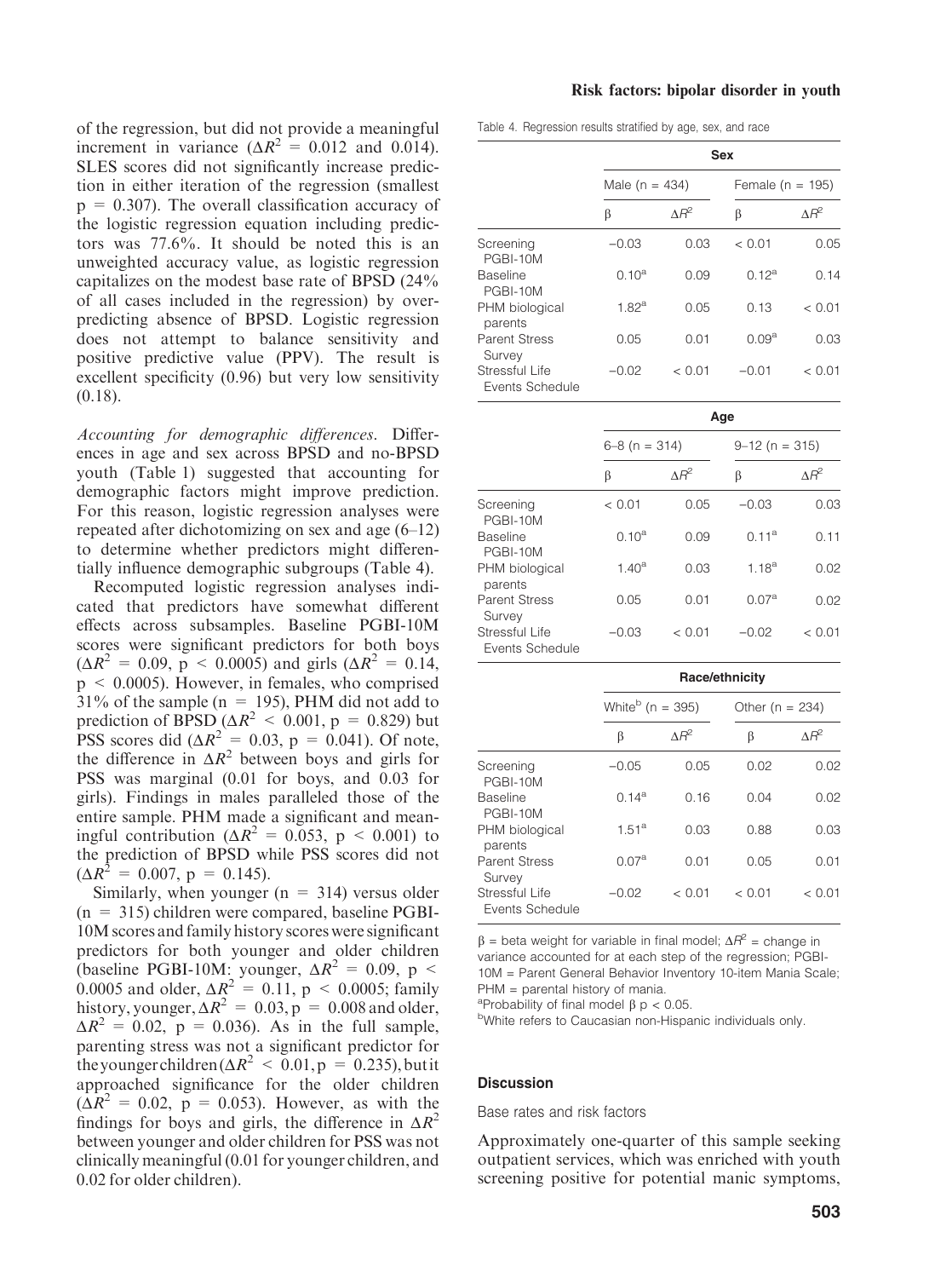of the regression, but did not provide a meaningful increment in variance ($\Delta R^2 = 0.012$ and 0.014). SLES scores did not significantly increase prediction in either iteration of the regression (smallest $p = 0.307$). The overall classification accuracy of the logistic regression equation including predictors was 77.6%. It should be noted this is an unweighted accuracy value, as logistic regression capitalizes on the modest base rate of BPSD (24% of all cases included in the regression) by overpredicting absence of BPSD. Logistic regression does not attempt to balance sensitivity and positive predictive value (PPV). The result is excellent specificity (0.96) but very low sensitivity (0.18).

*Accounting for demographic differences*. Differences in age and sex across BPSD and no-BPSD youth (Table 1) suggested that accounting for demographic factors might improve prediction. For this reason, logistic regression analyses were repeated after dichotomizing on sex and age (6–12) to determine whether predictors might differentially influence demographic subgroups (Table 4).

Recomputed logistic regression analyses indicated that predictors have somewhat different effects across subsamples. Baseline PGBI-10M scores were significant predictors for both boys ($\Delta R^2 = 0.09$, $p < 0.0005$) and girls ($\Delta R^2 = 0.14$, $p < 0.0005$). However, in females, who comprised 31% of the sample ($n = 195$), PHM did not add to prediction of BPSD ($\Delta R^2 < 0.001$, $p = 0.829$) but PSS scores did ($\Delta R^2 = 0.03$, $p = 0.041$). Of note, the difference in $\Delta R^2$ between boys and girls for PSS was marginal (0.01 for boys, and 0.03 for girls). Findings in males paralleled those of the entire sample. PHM made a significant and meaningful contribution ($\Delta R^2 = 0.053$, $p < 0.001$) to the prediction of BPSD while PSS scores did not ($\Delta R^2 = 0.007$, $p = 0.145$).

Similarly, when younger ($n = 314$) versus older ($n = 315$) children were compared, baseline PGBI-10M scores and family history scores were significant predictors for both younger and older children (baseline PGBI-10M: younger, $\Delta R^2 = 0.09$, $p < 0.0005$ and older, $\Delta R^2 = 0.11$, $p < 0.0005$; family history, younger, $\Delta R^2 = 0.03$, $p = 0.008$ and older, $\Delta R^2 = 0.02$, $p = 0.036$). As in the full sample, parenting stress was not a significant predictor for the younger children ($\Delta R^2 < 0.01$, $p = 0.235$), but it approached significance for the older children ($\Delta R^2 = 0.02$, $p = 0.053$). However, as with the findings for boys and girls, the difference in $\Delta R^2$ between younger and older children for PSS was not clinically meaningful (0.01 for younger children, and 0.02 for older children).

Table 4. Regression results stratified by age, sex, and race

| | Sex | | | |
|---|---|---|---|---|
| | Male (n = 434) | | Female (n = 195) | |
| | β | $\Delta R^2$ | β | $\Delta R^2$ |
| Screening PGBI-10M | −0.03 | 0.03 | < 0.01 | 0.05 |
| Baseline PGBI-10M | 0.10[a] | 0.09 | 0.12[a] | 0.14 |
| PHM biological parents | 1.82[a] | 0.05 | 0.13 | < 0.01 |
| Parent Stress Survey | 0.05 | 0.01 | 0.09[a] | 0.03 |
| Stressful Life Events Schedule | −0.02 | < 0.01 | −0.01 | < 0.01 |
| | **Age** | | | |
| | 6–8 (n = 314) | | 9–12 (n = 315) | |
| | β | $\Delta R^2$ | β | $\Delta R^2$ |
| Screening PGBI-10M | < 0.01 | 0.05 | −0.03 | 0.03 |
| Baseline PGBI-10M | 0.10[a] | 0.09 | 0.11[a] | 0.11 |
| PHM biological parents | 1.40[a] | 0.03 | 1.18[a] | 0.02 |
| Parent Stress Survey | 0.05 | 0.01 | 0.07[a] | 0.02 |
| Stressful Life Events Schedule | −0.03 | < 0.01 | −0.02 | < 0.01 |
| | **Race/ethnicity** | | | |
| | White[b] (n = 395) | | Other (n = 234) | |
| | β | $\Delta R^2$ | β | $\Delta R^2$ |
| Screening PGBI-10M | −0.05 | 0.05 | 0.02 | 0.02 |
| Baseline PGBI-10M | 0.14[a] | 0.16 | 0.04 | 0.02 |
| PHM biological parents | 1.51[a] | 0.03 | 0.88 | 0.03 |
| Parent Stress Survey | 0.07[a] | 0.01 | 0.05 | 0.01 |
| Stressful Life Events Schedule | −0.02 | < 0.01 | < 0.01 | < 0.01 |

β = beta weight for variable in final model; $\Delta R^2$ = change in variance accounted for at each step of the regression; PGBI-10M = Parent General Behavior Inventory 10-item Mania Scale; PHM = parental history of mania.
[a]Probability of final model β p < 0.05.
[b]White refers to Caucasian non-Hispanic individuals only.

## Discussion

### Base rates and risk factors

Approximately one-quarter of this sample seeking outpatient services, which was enriched with youth screening positive for potential manic symptoms,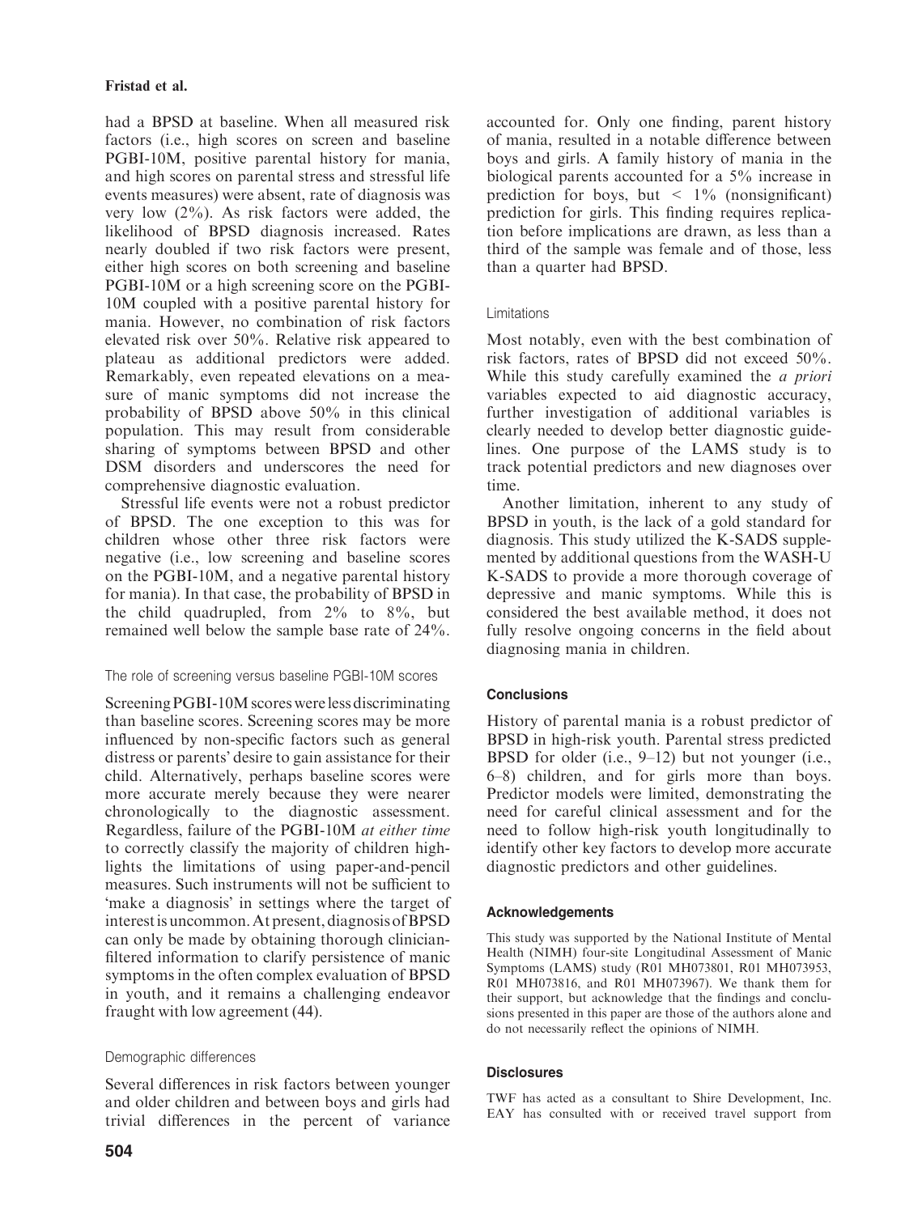had a BPSD at baseline. When all measured risk factors (i.e., high scores on screen and baseline PGBI-10M, positive parental history for mania, and high scores on parental stress and stressful life events measures) were absent, rate of diagnosis was very low (2%). As risk factors were added, the likelihood of BPSD diagnosis increased. Rates nearly doubled if two risk factors were present, either high scores on both screening and baseline PGBI-10M or a high screening score on the PGBI-10M coupled with a positive parental history for mania. However, no combination of risk factors elevated risk over 50%. Relative risk appeared to plateau as additional predictors were added. Remarkably, even repeated elevations on a measure of manic symptoms did not increase the probability of BPSD above 50% in this clinical population. This may result from considerable sharing of symptoms between BPSD and other DSM disorders and underscores the need for comprehensive diagnostic evaluation.

Stressful life events were not a robust predictor of BPSD. The one exception to this was for children whose other three risk factors were negative (i.e., low screening and baseline scores on the PGBI-10M, and a negative parental history for mania). In that case, the probability of BPSD in the child quadrupled, from 2% to 8%, but remained well below the sample base rate of 24%.

### The role of screening versus baseline PGBI-10M scores

Screening PGBI-10M scores were less discriminating than baseline scores. Screening scores may be more influenced by non-specific factors such as general distress or parents' desire to gain assistance for their child. Alternatively, perhaps baseline scores were more accurate merely because they were nearer chronologically to the diagnostic assessment. Regardless, failure of the PGBI-10M *at either time* to correctly classify the majority of children highlights the limitations of using paper-and-pencil measures. Such instruments will not be sufficient to 'make a diagnosis' in settings where the target of interest is uncommon. At present, diagnosis of BPSD can only be made by obtaining thorough clinician-filtered information to clarify persistence of manic symptoms in the often complex evaluation of BPSD in youth, and it remains a challenging endeavor fraught with low agreement (44).

### Demographic differences

Several differences in risk factors between younger and older children and between boys and girls had trivial differences in the percent of variance accounted for. Only one finding, parent history of mania, resulted in a notable difference between boys and girls. A family history of mania in the biological parents accounted for a 5% increase in prediction for boys, but < 1% (nonsignificant) prediction for girls. This finding requires replication before implications are drawn, as less than a third of the sample was female and of those, less than a quarter had BPSD.

### Limitations

Most notably, even with the best combination of risk factors, rates of BPSD did not exceed 50%. While this study carefully examined the *a priori* variables expected to aid diagnostic accuracy, further investigation of additional variables is clearly needed to develop better diagnostic guidelines. One purpose of the LAMS study is to track potential predictors and new diagnoses over time.

Another limitation, inherent to any study of BPSD in youth, is the lack of a gold standard for diagnosis. This study utilized the K-SADS supplemented by additional questions from the WASH-U K-SADS to provide a more thorough coverage of depressive and manic symptoms. While this is considered the best available method, it does not fully resolve ongoing concerns in the field about diagnosing mania in children.

## Conclusions

History of parental mania is a robust predictor of BPSD in high-risk youth. Parental stress predicted BPSD for older (i.e., 9–12) but not younger (i.e., 6–8) children, and for girls more than boys. Predictor models were limited, demonstrating the need for careful clinical assessment and for the need to follow high-risk youth longitudinally to identify other key factors to develop more accurate diagnostic predictors and other guidelines.

## Acknowledgements

This study was supported by the National Institute of Mental Health (NIMH) four-site Longitudinal Assessment of Manic Symptoms (LAMS) study (R01 MH073801, R01 MH073953, R01 MH073816, and R01 MH073967). We thank them for their support, but acknowledge that the findings and conclusions presented in this paper are those of the authors alone and do not necessarily reflect the opinions of NIMH.

## Disclosures

TWF has acted as a consultant to Shire Development, Inc. EAY has consulted with or received travel support from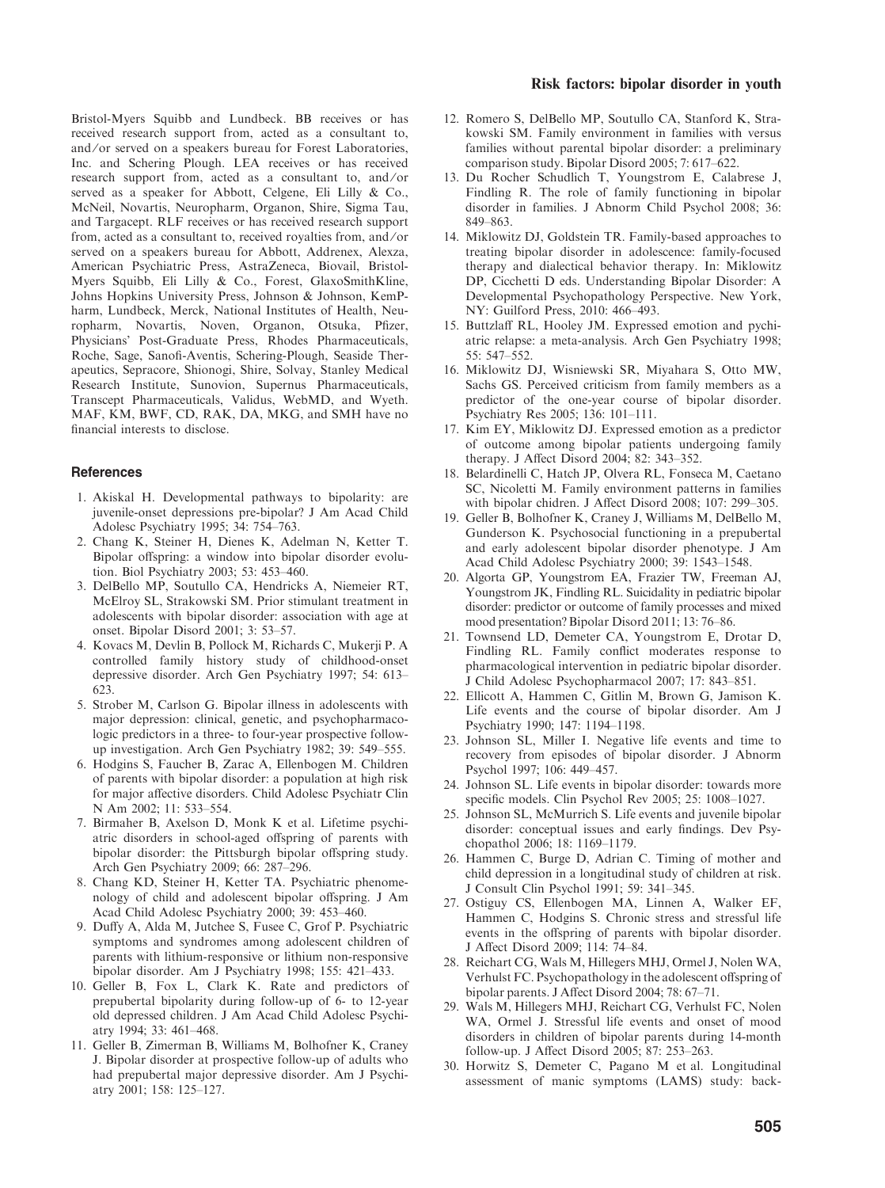Bristol-Myers Squibb and Lundbeck. BB receives or has received research support from, acted as a consultant to, and/or served on a speakers bureau for Forest Laboratories, Inc. and Schering Plough. LEA receives or has received research support from, acted as a consultant to, and/or served as a speaker for Abbott, Celgene, Eli Lilly & Co., McNeil, Novartis, Neuropharm, Organon, Shire, Sigma Tau, and Targacept. RLF receives or has received research support from, acted as a consultant to, received royalties from, and/or served on a speakers bureau for Abbott, Addrenex, Alexza, American Psychiatric Press, AstraZeneca, Biovail, Bristol-Myers Squibb, Eli Lilly & Co., Forest, GlaxoSmithKline, Johns Hopkins University Press, Johnson & Johnson, KemPharm, Lundbeck, Merck, National Institutes of Health, Neuropharm, Novartis, Noven, Organon, Otsuka, Pfizer, Physicians' Post-Graduate Press, Rhodes Pharmaceuticals, Roche, Sage, Sanofi-Aventis, Schering-Plough, Seaside Therapeutics, Sepracore, Shionogi, Shire, Solvay, Stanley Medical Research Institute, Sunovion, Supernus Pharmaceuticals, Transcept Pharmaceuticals, Validus, WebMD, and Wyeth. MAF, KM, BWF, CD, RAK, DA, MKG, and SMH have no financial interests to disclose.

## References

1. Akiskal H. Developmental pathways to bipolarity: are juvenile-onset depressions pre-bipolar? J Am Acad Child Adolesc Psychiatry 1995; 34: 754–763.
2. Chang K, Steiner H, Dienes K, Adelman N, Ketter T. Bipolar offspring: a window into bipolar disorder evolution. Biol Psychiatry 2003; 53: 453–460.
3. DelBello MP, Soutullo CA, Hendricks A, Niemeier RT, McElroy SL, Strakowski SM. Prior stimulant treatment in adolescents with bipolar disorder: association with age at onset. Bipolar Disord 2001; 3: 53–57.
4. Kovacs M, Devlin B, Pollock M, Richards C, Mukerji P. A controlled family history study of childhood-onset depressive disorder. Arch Gen Psychiatry 1997; 54: 613–623.
5. Strober M, Carlson G. Bipolar illness in adolescents with major depression: clinical, genetic, and psychopharmacologic predictors in a three- to four-year prospective follow-up investigation. Arch Gen Psychiatry 1982; 39: 549–555.
6. Hodgins S, Faucher B, Zarac A, Ellenbogen M. Children of parents with bipolar disorder: a population at high risk for major affective disorders. Child Adolesc Psychiatr Clin N Am 2002; 11: 533–554.
7. Birmaher B, Axelson D, Monk K et al. Lifetime psychiatric disorders in school-aged offspring of parents with bipolar disorder: the Pittsburgh bipolar offspring study. Arch Gen Psychiatry 2009; 66: 287–296.
8. Chang KD, Steiner H, Ketter TA. Psychiatric phenomenology of child and adolescent bipolar offspring. J Am Acad Child Adolesc Psychiatry 2000; 39: 453–460.
9. Duffy A, Alda M, Jutchee S, Fusee C, Grof P. Psychiatric symptoms and syndromes among adolescent children of parents with lithium-responsive or lithium non-responsive bipolar disorder. Am J Psychiatry 1998; 155: 421–433.
10. Geller B, Fox L, Clark K. Rate and predictors of prepubertal bipolarity during follow-up of 6- to 12-year old depressed children. J Am Acad Child Adolesc Psychiatry 1994; 33: 461–468.
11. Geller B, Zimerman B, Williams M, Bolhofner K, Craney J. Bipolar disorder at prospective follow-up of adults who had prepubertal major depressive disorder. Am J Psychiatry 2001; 158: 125–127.
12. Romero S, DelBello MP, Soutullo CA, Stanford K, Strakowski SM. Family environment in families with versus families without parental bipolar disorder: a preliminary comparison study. Bipolar Disord 2005; 7: 617–622.
13. Du Rocher Schudlich T, Youngstrom E, Calabrese J, Findling R. The role of family functioning in bipolar disorder in families. J Abnorm Child Psychol 2008; 36: 849–863.
14. Miklowitz DJ, Goldstein TR. Family-based approaches to treating bipolar disorder in adolescence: family-focused therapy and dialectical behavior therapy. In: Miklowitz DP, Cicchetti D eds. Understanding Bipolar Disorder: A Developmental Psychopathology Perspective. New York, NY: Guilford Press, 2010: 466–493.
15. Buttzlaff RL, Hooley JM. Expressed emotion and pychiatric relapse: a meta-analysis. Arch Gen Psychiatry 1998; 55: 547–552.
16. Miklowitz DJ, Wisniewski SR, Miyahara S, Otto MW, Sachs GS. Perceived criticism from family members as a predictor of the one-year course of bipolar disorder. Psychiatry Res 2005; 136: 101–111.
17. Kim EY, Miklowitz DJ. Expressed emotion as a predictor of outcome among bipolar patients undergoing family therapy. J Affect Disord 2004; 82: 343–352.
18. Belardinelli C, Hatch JP, Olvera RL, Fonseca M, Caetano SC, Nicoletti M. Family environment patterns in families with bipolar chidren. J Affect Disord 2008; 107: 299–305.
19. Geller B, Bolhofner K, Craney J, Williams M, DelBello M, Gunderson K. Psychosocial functioning in a prepubertal and early adolescent bipolar disorder phenotype. J Am Acad Child Adolesc Psychiatry 2000; 39: 1543–1548.
20. Algorta GP, Youngstrom EA, Frazier TW, Freeman AJ, Youngstrom JK, Findling RL. Suicidality in pediatric bipolar disorder: predictor or outcome of family processes and mixed mood presentation? Bipolar Disord 2011; 13: 76–86.
21. Townsend LD, Demeter CA, Youngstrom E, Drotar D, Findling RL. Family conflict moderates response to pharmacological intervention in pediatric bipolar disorder. J Child Adolesc Psychopharmacol 2007; 17: 843–851.
22. Ellicott A, Hammen C, Gitlin M, Brown G, Jamison K. Life events and the course of bipolar disorder. Am J Psychiatry 1990; 147: 1194–1198.
23. Johnson SL, Miller I. Negative life events and time to recovery from episodes of bipolar disorder. J Abnorm Psychol 1997; 106: 449–457.
24. Johnson SL. Life events in bipolar disorder: towards more specific models. Clin Psychol Rev 2005; 25: 1008–1027.
25. Johnson SL, McMurrich S. Life events and juvenile bipolar disorder: conceptual issues and early findings. Dev Psychopathol 2006; 18: 1169–1179.
26. Hammen C, Burge D, Adrian C. Timing of mother and child depression in a longitudinal study of children at risk. J Consult Clin Psychol 1991; 59: 341–345.
27. Ostiguy CS, Ellenbogen MA, Linnen A, Walker EF, Hammen C, Hodgins S. Chronic stress and stressful life events in the offspring of parents with bipolar disorder. J Affect Disord 2009; 114: 74–84.
28. Reichart CG, Wals M, Hillegers MHJ, Ormel J, Nolen WA, Verhulst FC. Psychopathology in the adolescent offspring of bipolar parents. J Affect Disord 2004; 78: 67–71.
29. Wals M, Hillegers MHJ, Reichart CG, Verhulst FC, Nolen WA, Ormel J. Stressful life events and onset of mood disorders in children of bipolar parents during 14-month follow-up. J Affect Disord 2005; 87: 253–263.
30. Horwitz S, Demeter C, Pagano M et al. Longitudinal assessment of manic symptoms (LAMS) study: back-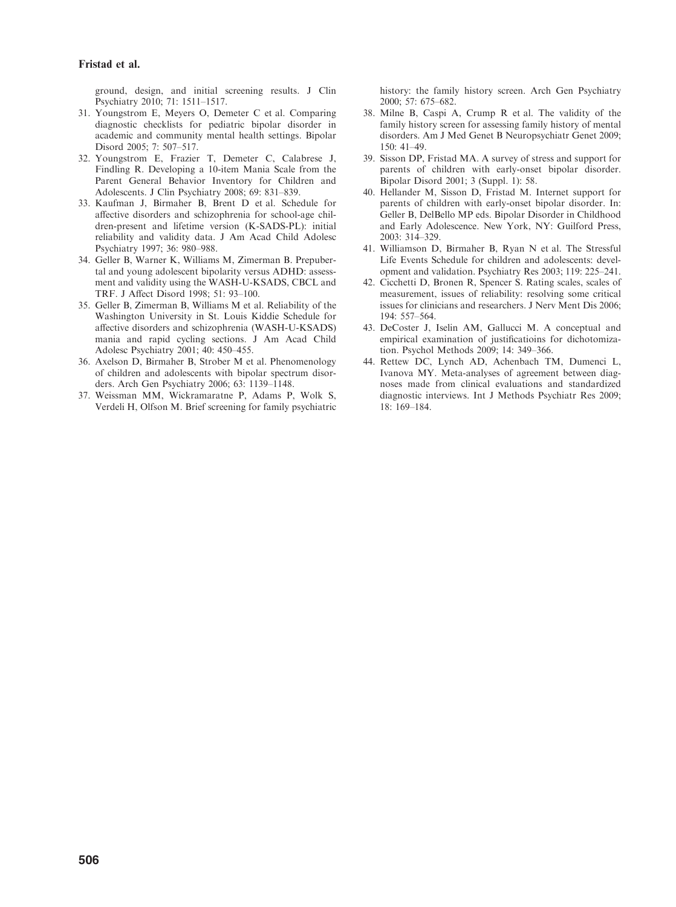ground, design, and initial screening results. J Clin Psychiatry 2010; 71: 1511–1517.

31. Youngstrom E, Meyers O, Demeter C et al. Comparing diagnostic checklists for pediatric bipolar disorder in academic and community mental health settings. Bipolar Disord 2005; 7: 507–517.
32. Youngstrom E, Frazier T, Demeter C, Calabrese J, Findling R. Developing a 10-item Mania Scale from the Parent General Behavior Inventory for Children and Adolescents. J Clin Psychiatry 2008; 69: 831–839.
33. Kaufman J, Birmaher B, Brent D et al. Schedule for affective disorders and schizophrenia for school-age children-present and lifetime version (K-SADS-PL): initial reliability and validity data. J Am Acad Child Adolesc Psychiatry 1997; 36: 980–988.
34. Geller B, Warner K, Williams M, Zimerman B. Prepubertal and young adolescent bipolarity versus ADHD: assessment and validity using the WASH-U-KSADS, CBCL and TRF. J Affect Disord 1998; 51: 93–100.
35. Geller B, Zimerman B, Williams M et al. Reliability of the Washington University in St. Louis Kiddie Schedule for affective disorders and schizophrenia (WASH-U-KSADS) mania and rapid cycling sections. J Am Acad Child Adolesc Psychiatry 2001; 40: 450–455.
36. Axelson D, Birmaher B, Strober M et al. Phenomenology of children and adolescents with bipolar spectrum disorders. Arch Gen Psychiatry 2006; 63: 1139–1148.
37. Weissman MM, Wickramaratne P, Adams P, Wolk S, Verdeli H, Olfson M. Brief screening for family psychiatric history: the family history screen. Arch Gen Psychiatry 2000; 57: 675–682.
38. Milne B, Caspi A, Crump R et al. The validity of the family history screen for assessing family history of mental disorders. Am J Med Genet B Neuropsychiatr Genet 2009; 150: 41–49.
39. Sisson DP, Fristad MA. A survey of stress and support for parents of children with early-onset bipolar disorder. Bipolar Disord 2001; 3 (Suppl. 1): 58.
40. Hellander M, Sisson D, Fristad M. Internet support for parents of children with early-onset bipolar disorder. In: Geller B, DelBello MP eds. Bipolar Disorder in Childhood and Early Adolescence. New York, NY: Guilford Press, 2003: 314–329.
41. Williamson D, Birmaher B, Ryan N et al. The Stressful Life Events Schedule for children and adolescents: development and validation. Psychiatry Res 2003; 119: 225–241.
42. Cicchetti D, Bronen R, Spencer S. Rating scales, scales of measurement, issues of reliability: resolving some critical issues for clinicians and researchers. J Nerv Ment Dis 2006; 194: 557–564.
43. DeCoster J, Iselin AM, Gallucci M. A conceptual and empirical examination of justificatioins for dichotomization. Psychol Methods 2009; 14: 349–366.
44. Rettew DC, Lynch AD, Achenbach TM, Dumenci L, Ivanova MY. Meta-analyses of agreement between diagnoses made from clinical evaluations and standardized diagnostic interviews. Int J Methods Psychiatr Res 2009; 18: 169–184.